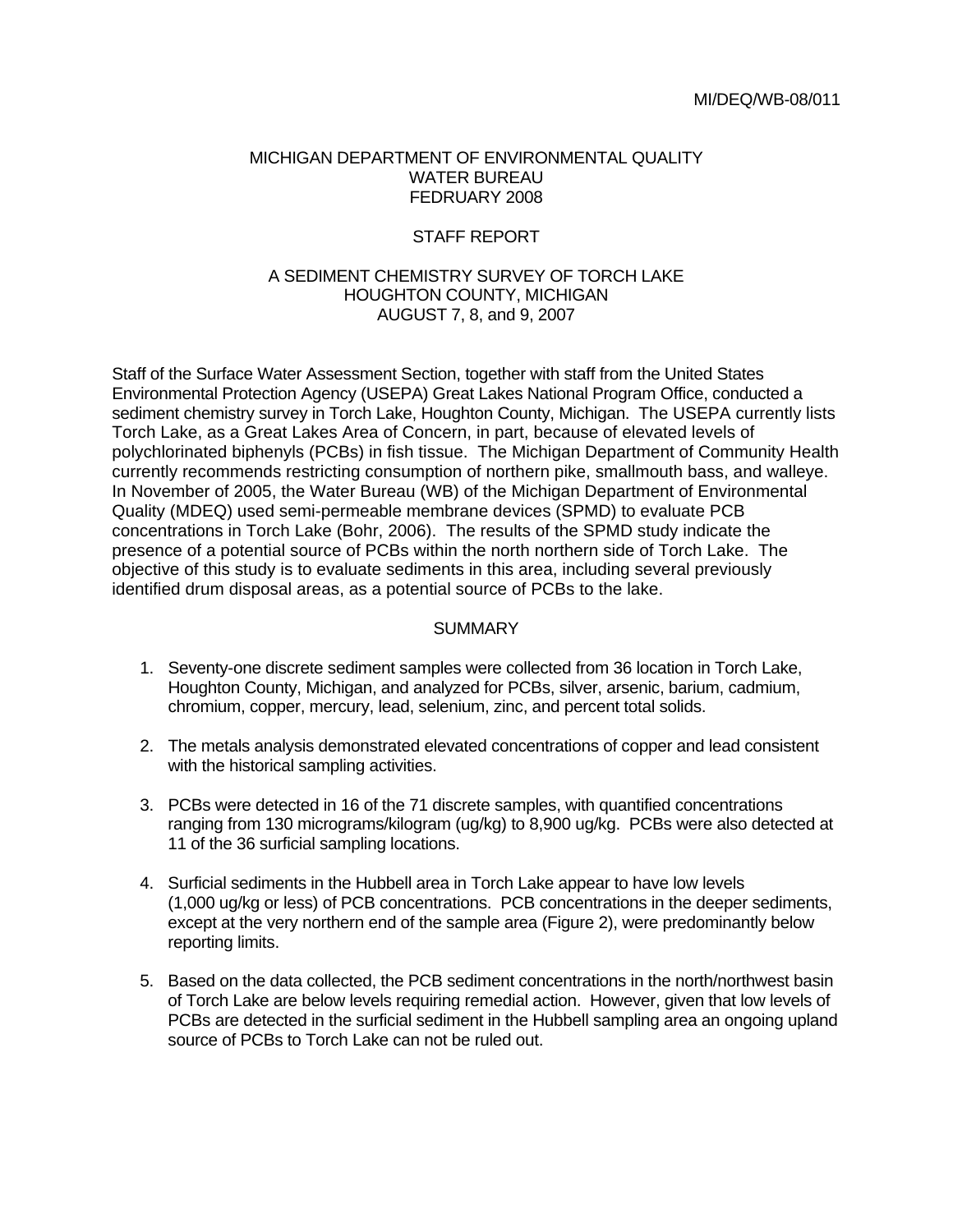MI/DEQ/WB-08/011

MICHIGAN DEPARTMENT OF ENVIRONMENTAL QUALITY
WATER BUREAU
FEDRUARY 2008

STAFF REPORT

A SEDIMENT CHEMISTRY SURVEY OF TORCH LAKE
HOUGHTON COUNTY, MICHIGAN
AUGUST 7, 8, and 9, 2007

Staff of the Surface Water Assessment Section, together with staff from the United States Environmental Protection Agency (USEPA) Great Lakes National Program Office, conducted a sediment chemistry survey in Torch Lake, Houghton County, Michigan. The USEPA currently lists Torch Lake, as a Great Lakes Area of Concern, in part, because of elevated levels of polychlorinated biphenyls (PCBs) in fish tissue. The Michigan Department of Community Health currently recommends restricting consumption of northern pike, smallmouth bass, and walleye. In November of 2005, the Water Bureau (WB) of the Michigan Department of Environmental Quality (MDEQ) used semi-permeable membrane devices (SPMD) to evaluate PCB concentrations in Torch Lake (Bohr, 2006). The results of the SPMD study indicate the presence of a potential source of PCBs within the north northern side of Torch Lake. The objective of this study is to evaluate sediments in this area, including several previously identified drum disposal areas, as a potential source of PCBs to the lake.

## SUMMARY

1. Seventy-one discrete sediment samples were collected from 36 location in Torch Lake, Houghton County, Michigan, and analyzed for PCBs, silver, arsenic, barium, cadmium, chromium, copper, mercury, lead, selenium, zinc, and percent total solids.

2. The metals analysis demonstrated elevated concentrations of copper and lead consistent with the historical sampling activities.

3. PCBs were detected in 16 of the 71 discrete samples, with quantified concentrations ranging from 130 micrograms/kilogram (ug/kg) to 8,900 ug/kg. PCBs were also detected at 11 of the 36 surficial sampling locations.

4. Surficial sediments in the Hubbell area in Torch Lake appear to have low levels (1,000 ug/kg or less) of PCB concentrations. PCB concentrations in the deeper sediments, except at the very northern end of the sample area (Figure 2), were predominantly below reporting limits.

5. Based on the data collected, the PCB sediment concentrations in the north/northwest basin of Torch Lake are below levels requiring remedial action. However, given that low levels of PCBs are detected in the surficial sediment in the Hubbell sampling area an ongoing upland source of PCBs to Torch Lake can not be ruled out.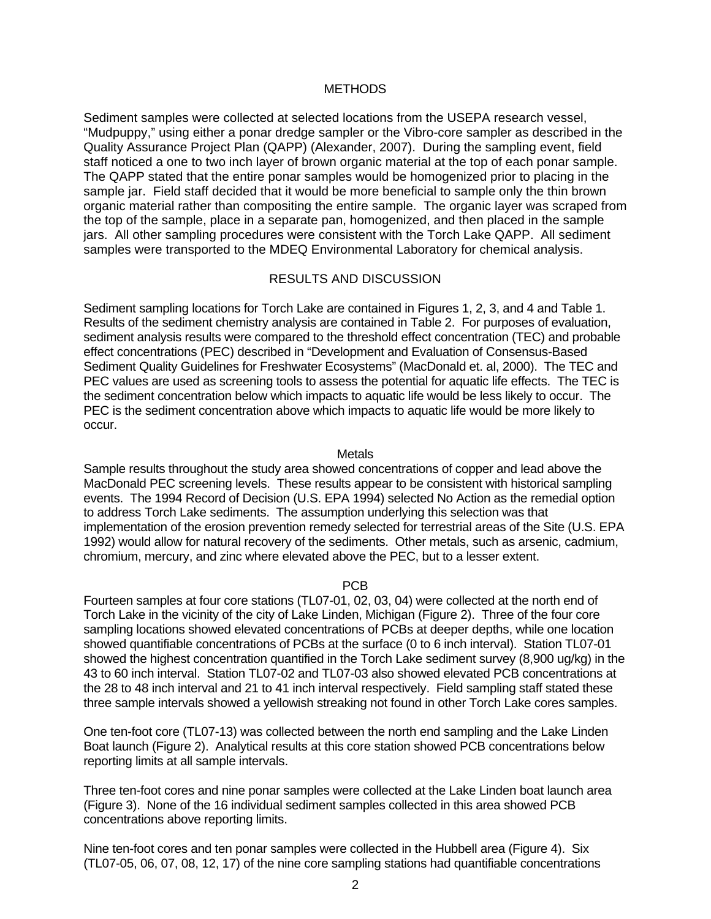## METHODS

Sediment samples were collected at selected locations from the USEPA research vessel, "Mudpuppy," using either a ponar dredge sampler or the Vibro-core sampler as described in the Quality Assurance Project Plan (QAPP) (Alexander, 2007). During the sampling event, field staff noticed a one to two inch layer of brown organic material at the top of each ponar sample. The QAPP stated that the entire ponar samples would be homogenized prior to placing in the sample jar. Field staff decided that it would be more beneficial to sample only the thin brown organic material rather than compositing the entire sample. The organic layer was scraped from the top of the sample, place in a separate pan, homogenized, and then placed in the sample jars. All other sampling procedures were consistent with the Torch Lake QAPP. All sediment samples were transported to the MDEQ Environmental Laboratory for chemical analysis.

## RESULTS AND DISCUSSION

Sediment sampling locations for Torch Lake are contained in Figures 1, 2, 3, and 4 and Table 1. Results of the sediment chemistry analysis are contained in Table 2. For purposes of evaluation, sediment analysis results were compared to the threshold effect concentration (TEC) and probable effect concentrations (PEC) described in "Development and Evaluation of Consensus-Based Sediment Quality Guidelines for Freshwater Ecosystems" (MacDonald et. al, 2000). The TEC and PEC values are used as screening tools to assess the potential for aquatic life effects. The TEC is the sediment concentration below which impacts to aquatic life would be less likely to occur. The PEC is the sediment concentration above which impacts to aquatic life would be more likely to occur.

### Metals

Sample results throughout the study area showed concentrations of copper and lead above the MacDonald PEC screening levels. These results appear to be consistent with historical sampling events. The 1994 Record of Decision (U.S. EPA 1994) selected No Action as the remedial option to address Torch Lake sediments. The assumption underlying this selection was that implementation of the erosion prevention remedy selected for terrestrial areas of the Site (U.S. EPA 1992) would allow for natural recovery of the sediments. Other metals, such as arsenic, cadmium, chromium, mercury, and zinc where elevated above the PEC, but to a lesser extent.

### PCB

Fourteen samples at four core stations (TL07-01, 02, 03, 04) were collected at the north end of Torch Lake in the vicinity of the city of Lake Linden, Michigan (Figure 2). Three of the four core sampling locations showed elevated concentrations of PCBs at deeper depths, while one location showed quantifiable concentrations of PCBs at the surface (0 to 6 inch interval). Station TL07-01 showed the highest concentration quantified in the Torch Lake sediment survey (8,900 ug/kg) in the 43 to 60 inch interval. Station TL07-02 and TL07-03 also showed elevated PCB concentrations at the 28 to 48 inch interval and 21 to 41 inch interval respectively. Field sampling staff stated these three sample intervals showed a yellowish streaking not found in other Torch Lake cores samples.

One ten-foot core (TL07-13) was collected between the north end sampling and the Lake Linden Boat launch (Figure 2). Analytical results at this core station showed PCB concentrations below reporting limits at all sample intervals.

Three ten-foot cores and nine ponar samples were collected at the Lake Linden boat launch area (Figure 3). None of the 16 individual sediment samples collected in this area showed PCB concentrations above reporting limits.

Nine ten-foot cores and ten ponar samples were collected in the Hubbell area (Figure 4). Six (TL07-05, 06, 07, 08, 12, 17) of the nine core sampling stations had quantifiable concentrations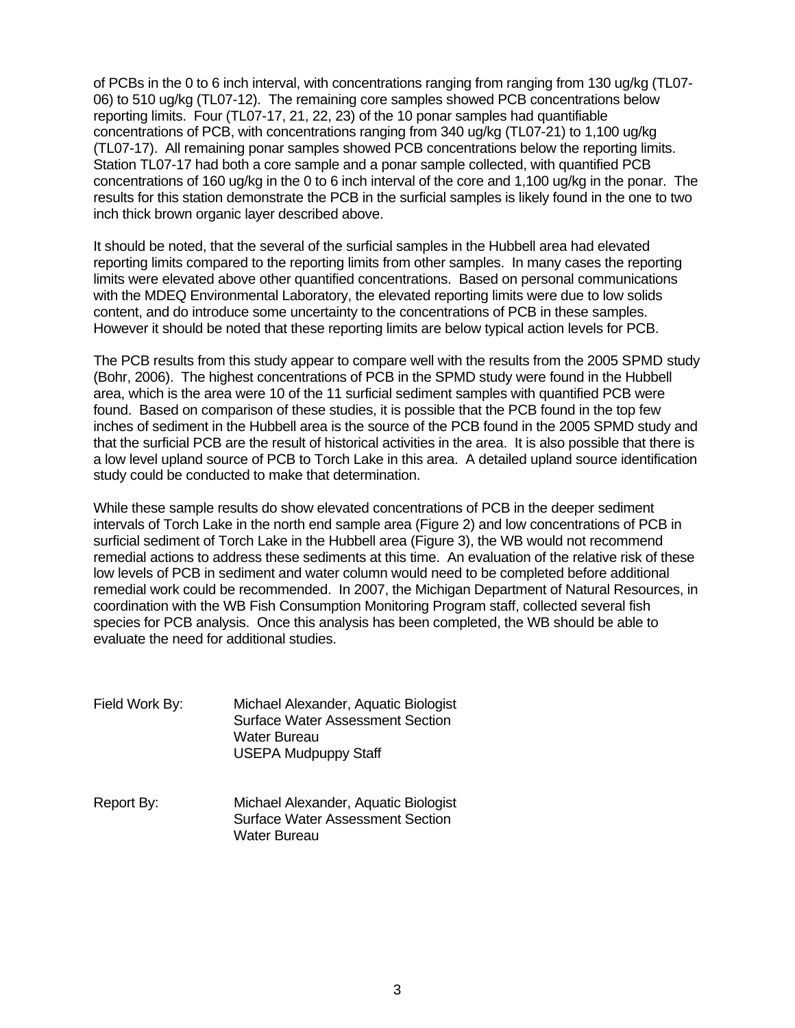of PCBs in the 0 to 6 inch interval, with concentrations ranging from ranging from 130 ug/kg (TL07-06) to 510 ug/kg (TL07-12). The remaining core samples showed PCB concentrations below reporting limits. Four (TL07-17, 21, 22, 23) of the 10 ponar samples had quantifiable concentrations of PCB, with concentrations ranging from 340 ug/kg (TL07-21) to 1,100 ug/kg (TL07-17). All remaining ponar samples showed PCB concentrations below the reporting limits. Station TL07-17 had both a core sample and a ponar sample collected, with quantified PCB concentrations of 160 ug/kg in the 0 to 6 inch interval of the core and 1,100 ug/kg in the ponar. The results for this station demonstrate the PCB in the surficial samples is likely found in the one to two inch thick brown organic layer described above.

It should be noted, that the several of the surficial samples in the Hubbell area had elevated reporting limits compared to the reporting limits from other samples. In many cases the reporting limits were elevated above other quantified concentrations. Based on personal communications with the MDEQ Environmental Laboratory, the elevated reporting limits were due to low solids content, and do introduce some uncertainty to the concentrations of PCB in these samples. However it should be noted that these reporting limits are below typical action levels for PCB.

The PCB results from this study appear to compare well with the results from the 2005 SPMD study (Bohr, 2006). The highest concentrations of PCB in the SPMD study were found in the Hubbell area, which is the area were 10 of the 11 surficial sediment samples with quantified PCB were found. Based on comparison of these studies, it is possible that the PCB found in the top few inches of sediment in the Hubbell area is the source of the PCB found in the 2005 SPMD study and that the surficial PCB are the result of historical activities in the area. It is also possible that there is a low level upland source of PCB to Torch Lake in this area. A detailed upland source identification study could be conducted to make that determination.

While these sample results do show elevated concentrations of PCB in the deeper sediment intervals of Torch Lake in the north end sample area (Figure 2) and low concentrations of PCB in surficial sediment of Torch Lake in the Hubbell area (Figure 3), the WB would not recommend remedial actions to address these sediments at this time. An evaluation of the relative risk of these low levels of PCB in sediment and water column would need to be completed before additional remedial work could be recommended. In 2007, the Michigan Department of Natural Resources, in coordination with the WB Fish Consumption Monitoring Program staff, collected several fish species for PCB analysis. Once this analysis has been completed, the WB should be able to evaluate the need for additional studies.

Field Work By: Michael Alexander, Aquatic Biologist
Surface Water Assessment Section
Water Bureau
USEPA Mudpuppy Staff

Report By: Michael Alexander, Aquatic Biologist
Surface Water Assessment Section
Water Bureau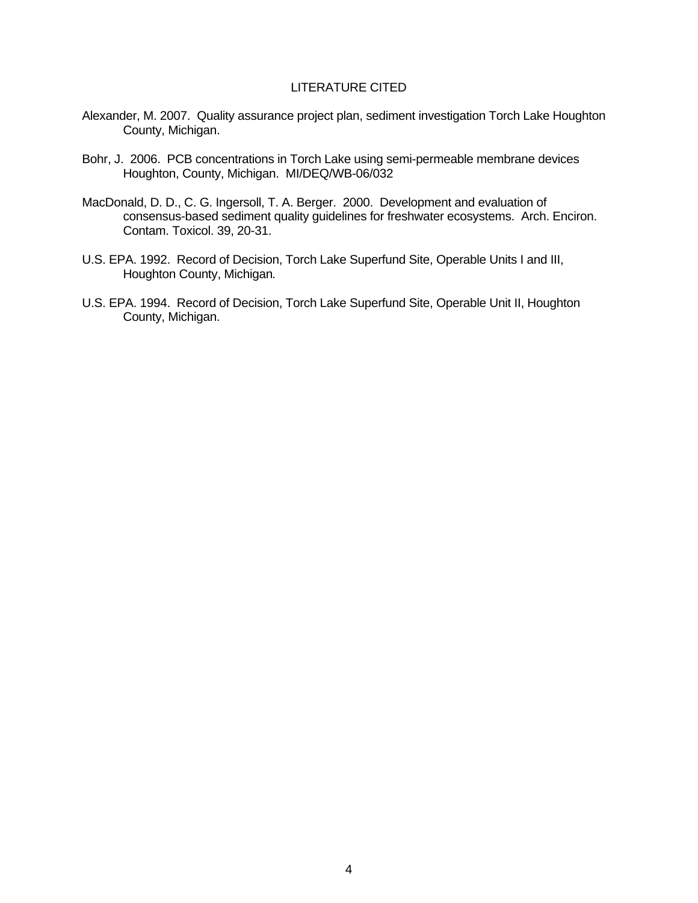## LITERATURE CITED

Alexander, M. 2007. Quality assurance project plan, sediment investigation Torch Lake Houghton County, Michigan.

Bohr, J. 2006. PCB concentrations in Torch Lake using semi-permeable membrane devices Houghton, County, Michigan. MI/DEQ/WB-06/032

MacDonald, D. D., C. G. Ingersoll, T. A. Berger. 2000. Development and evaluation of consensus-based sediment quality guidelines for freshwater ecosystems. Arch. Enciron. Contam. Toxicol. 39, 20-31.

U.S. EPA. 1992. Record of Decision, Torch Lake Superfund Site, Operable Units I and III, Houghton County, Michigan.

U.S. EPA. 1994. Record of Decision, Torch Lake Superfund Site, Operable Unit II, Houghton County, Michigan.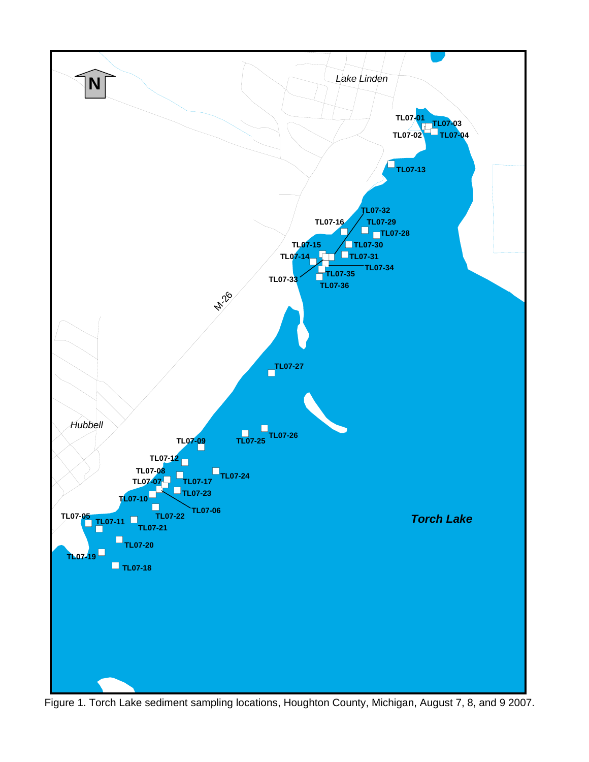Figure 1. Torch Lake sediment sampling locations, Houghton County, Michigan, August 7, 8, and 9 2007.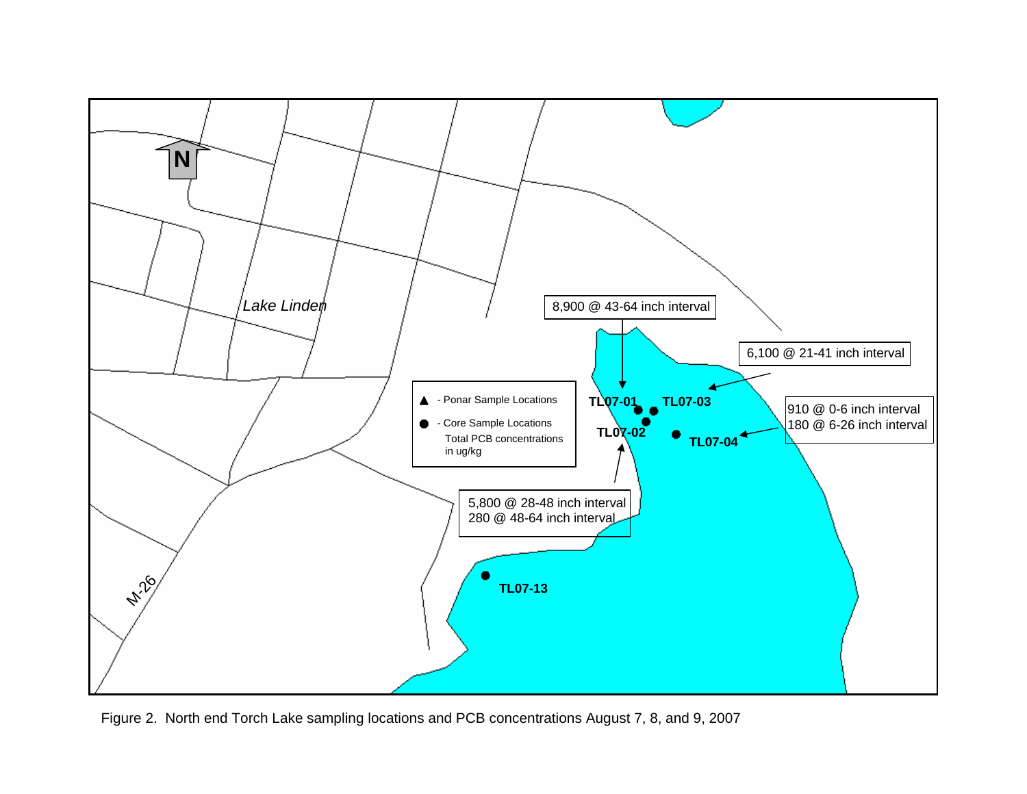N

Lake Linden

M-26

8,900 @ 43-64 inch interval

6,100 @ 21-41 inch interval

910 @ 0-6 inch interval
180 @ 6-26 inch interval

5,800 @ 28-48 inch interval
280 @ 48-64 inch interval

TL07-01

TL07-02

TL07-03

TL07-04

TL07-13

▲ - Ponar Sample Locations

● - Core Sample Locations

Total PCB concentrations in ug/kg

Figure 2. North end Torch Lake sampling locations and PCB concentrations August 7, 8, and 9, 2007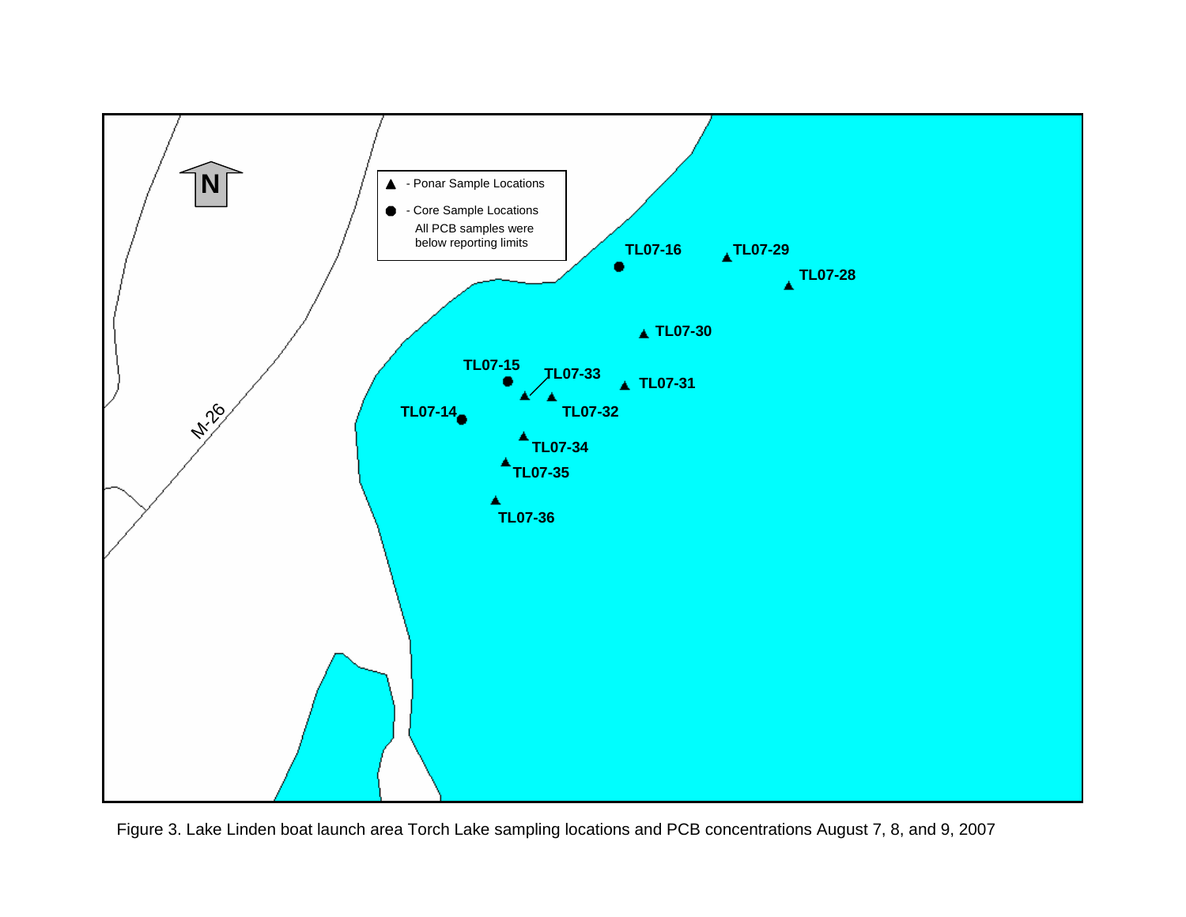Figure 3. Lake Linden boat launch area Torch Lake sampling locations and PCB concentrations August 7, 8, and 9, 2007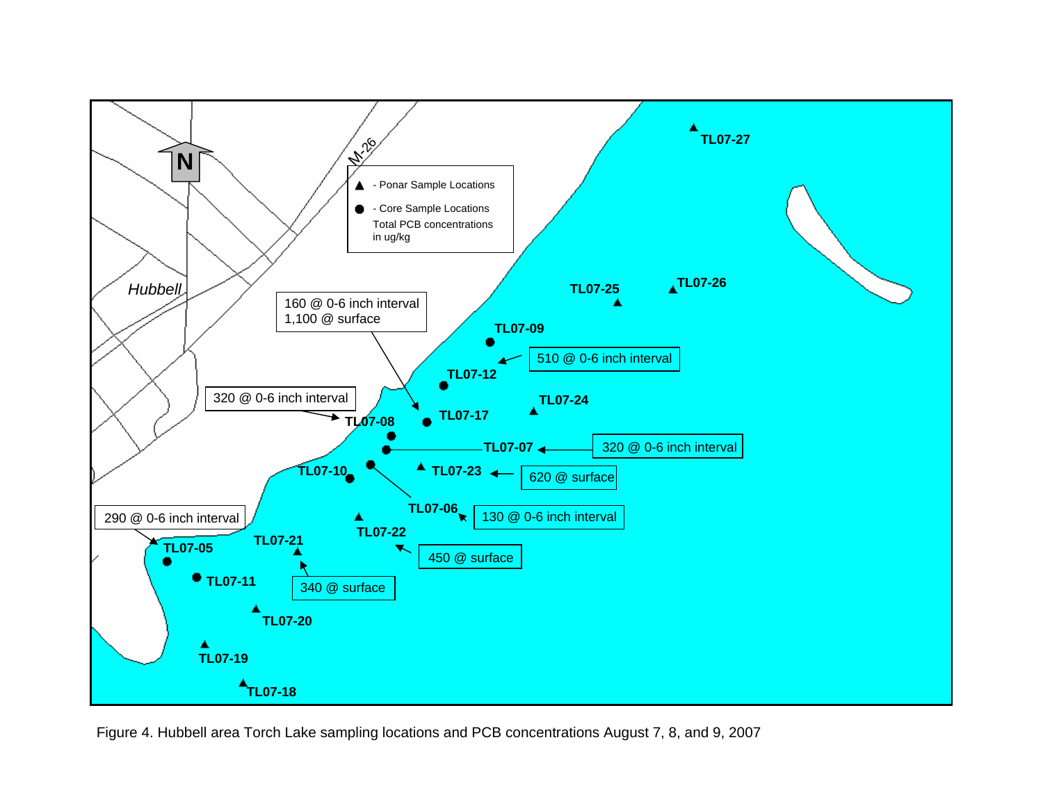Figure 4. Hubbell area Torch Lake sampling locations and PCB concentrations August 7, 8, and 9, 2007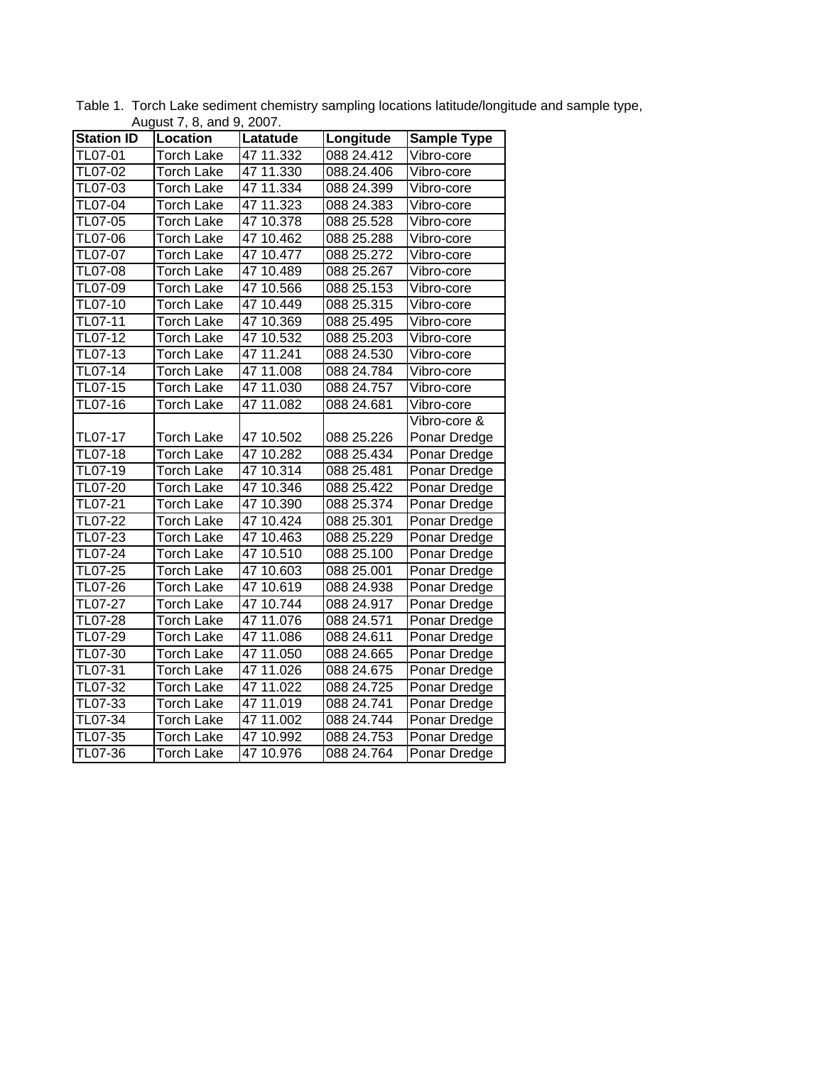Table 1. Torch Lake sediment chemistry sampling locations latitude/longitude and sample type, August 7, 8, and 9, 2007.

| Station ID | Location | Latatude | Longitude | Sample Type |
|---|---|---|---|---|
| TL07-01 | Torch Lake | 47 11.332 | 088 24.412 | Vibro-core |
| TL07-02 | Torch Lake | 47 11.330 | 088.24.406 | Vibro-core |
| TL07-03 | Torch Lake | 47 11.334 | 088 24.399 | Vibro-core |
| TL07-04 | Torch Lake | 47 11.323 | 088 24.383 | Vibro-core |
| TL07-05 | Torch Lake | 47 10.378 | 088 25.528 | Vibro-core |
| TL07-06 | Torch Lake | 47 10.462 | 088 25.288 | Vibro-core |
| TL07-07 | Torch Lake | 47 10.477 | 088 25.272 | Vibro-core |
| TL07-08 | Torch Lake | 47 10.489 | 088 25.267 | Vibro-core |
| TL07-09 | Torch Lake | 47 10.566 | 088 25.153 | Vibro-core |
| TL07-10 | Torch Lake | 47 10.449 | 088 25.315 | Vibro-core |
| TL07-11 | Torch Lake | 47 10.369 | 088 25.495 | Vibro-core |
| TL07-12 | Torch Lake | 47 10.532 | 088 25.203 | Vibro-core |
| TL07-13 | Torch Lake | 47 11.241 | 088 24.530 | Vibro-core |
| TL07-14 | Torch Lake | 47 11.008 | 088 24.784 | Vibro-core |
| TL07-15 | Torch Lake | 47 11.030 | 088 24.757 | Vibro-core |
| TL07-16 | Torch Lake | 47 11.082 | 088 24.681 | Vibro-core |
| TL07-17 | Torch Lake | 47 10.502 | 088 25.226 | Vibro-core & Ponar Dredge |
| TL07-18 | Torch Lake | 47 10.282 | 088 25.434 | Ponar Dredge |
| TL07-19 | Torch Lake | 47 10.314 | 088 25.481 | Ponar Dredge |
| TL07-20 | Torch Lake | 47 10.346 | 088 25.422 | Ponar Dredge |
| TL07-21 | Torch Lake | 47 10.390 | 088 25.374 | Ponar Dredge |
| TL07-22 | Torch Lake | 47 10.424 | 088 25.301 | Ponar Dredge |
| TL07-23 | Torch Lake | 47 10.463 | 088 25.229 | Ponar Dredge |
| TL07-24 | Torch Lake | 47 10.510 | 088 25.100 | Ponar Dredge |
| TL07-25 | Torch Lake | 47 10.603 | 088 25.001 | Ponar Dredge |
| TL07-26 | Torch Lake | 47 10.619 | 088 24.938 | Ponar Dredge |
| TL07-27 | Torch Lake | 47 10.744 | 088 24.917 | Ponar Dredge |
| TL07-28 | Torch Lake | 47 11.076 | 088 24.571 | Ponar Dredge |
| TL07-29 | Torch Lake | 47 11.086 | 088 24.611 | Ponar Dredge |
| TL07-30 | Torch Lake | 47 11.050 | 088 24.665 | Ponar Dredge |
| TL07-31 | Torch Lake | 47 11.026 | 088 24.675 | Ponar Dredge |
| TL07-32 | Torch Lake | 47 11.022 | 088 24.725 | Ponar Dredge |
| TL07-33 | Torch Lake | 47 11.019 | 088 24.741 | Ponar Dredge |
| TL07-34 | Torch Lake | 47 11.002 | 088 24.744 | Ponar Dredge |
| TL07-35 | Torch Lake | 47 10.992 | 088 24.753 | Ponar Dredge |
| TL07-36 | Torch Lake | 47 10.976 | 088 24.764 | Ponar Dredge |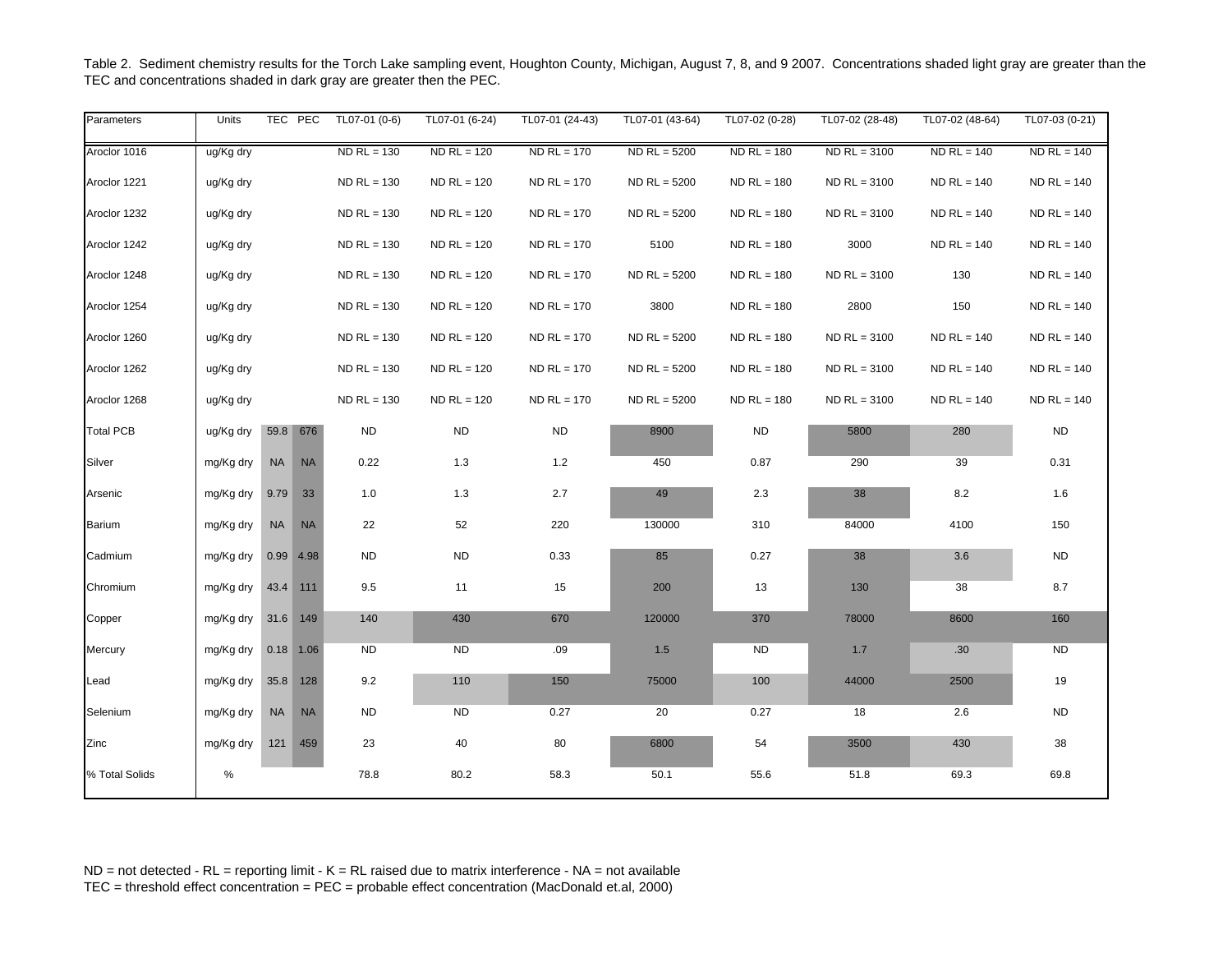Table 2. Sediment chemistry results for the Torch Lake sampling event, Houghton County, Michigan, August 7, 8, and 9 2007. Concentrations shaded light gray are greater than the TEC and concentrations shaded in dark gray are greater then the PEC.

| Parameters | Units | TEC | PEC | TL07-01 (0-6) | TL07-01 (6-24) | TL07-01 (24-43) | TL07-01 (43-64) | TL07-02 (0-28) | TL07-02 (28-48) | TL07-02 (48-64) | TL07-03 (0-21) |
|---|---|---|---|---|---|---|---|---|---|---|---|
| Aroclor 1016 | ug/Kg dry | | | ND RL = 130 | ND RL = 120 | ND RL = 170 | ND RL = 5200 | ND RL = 180 | ND RL = 3100 | ND RL = 140 | ND RL = 140 |
| Aroclor 1221 | ug/Kg dry | | | ND RL = 130 | ND RL = 120 | ND RL = 170 | ND RL = 5200 | ND RL = 180 | ND RL = 3100 | ND RL = 140 | ND RL = 140 |
| Aroclor 1232 | ug/Kg dry | | | ND RL = 130 | ND RL = 120 | ND RL = 170 | ND RL = 5200 | ND RL = 180 | ND RL = 3100 | ND RL = 140 | ND RL = 140 |
| Aroclor 1242 | ug/Kg dry | | | ND RL = 130 | ND RL = 120 | ND RL = 170 | 5100 | ND RL = 180 | 3000 | ND RL = 140 | ND RL = 140 |
| Aroclor 1248 | ug/Kg dry | | | ND RL = 130 | ND RL = 120 | ND RL = 170 | ND RL = 5200 | ND RL = 180 | ND RL = 3100 | 130 | ND RL = 140 |
| Aroclor 1254 | ug/Kg dry | | | ND RL = 130 | ND RL = 120 | ND RL = 170 | 3800 | ND RL = 180 | 2800 | 150 | ND RL = 140 |
| Aroclor 1260 | ug/Kg dry | | | ND RL = 130 | ND RL = 120 | ND RL = 170 | ND RL = 5200 | ND RL = 180 | ND RL = 3100 | ND RL = 140 | ND RL = 140 |
| Aroclor 1262 | ug/Kg dry | | | ND RL = 130 | ND RL = 120 | ND RL = 170 | ND RL = 5200 | ND RL = 180 | ND RL = 3100 | ND RL = 140 | ND RL = 140 |
| Aroclor 1268 | ug/Kg dry | | | ND RL = 130 | ND RL = 120 | ND RL = 170 | ND RL = 5200 | ND RL = 180 | ND RL = 3100 | ND RL = 140 | ND RL = 140 |
| Total PCB | ug/Kg dry | 59.8 | 676 | ND | ND | ND | 8900 | ND | 5800 | 280 | ND |
| Silver | mg/Kg dry | NA | NA | 0.22 | 1.3 | 1.2 | 450 | 0.87 | 290 | 39 | 0.31 |
| Arsenic | mg/Kg dry | 9.79 | 33 | 1.0 | 1.3 | 2.7 | 49 | 2.3 | 38 | 8.2 | 1.6 |
| Barium | mg/Kg dry | NA | NA | 22 | 52 | 220 | 130000 | 310 | 84000 | 4100 | 150 |
| Cadmium | mg/Kg dry | 0.99 | 4.98 | ND | ND | 0.33 | 85 | 0.27 | 38 | 3.6 | ND |
| Chromium | mg/Kg dry | 43.4 | 111 | 9.5 | 11 | 15 | 200 | 13 | 130 | 38 | 8.7 |
| Copper | mg/Kg dry | 31.6 | 149 | 140 | 430 | 670 | 120000 | 370 | 78000 | 8600 | 160 |
| Mercury | mg/Kg dry | 0.18 | 1.06 | ND | ND | .09 | 1.5 | ND | 1.7 | .30 | ND |
| Lead | mg/Kg dry | 35.8 | 128 | 9.2 | 110 | 150 | 75000 | 100 | 44000 | 2500 | 19 |
| Selenium | mg/Kg dry | NA | NA | ND | ND | 0.27 | 20 | 0.27 | 18 | 2.6 | ND |
| Zinc | mg/Kg dry | 121 | 459 | 23 | 40 | 80 | 6800 | 54 | 3500 | 430 | 38 |
| % Total Solids | % | | | 78.8 | 80.2 | 58.3 | 50.1 | 55.6 | 51.8 | 69.3 | 69.8 |

ND = not detected - RL = reporting limit - K = RL raised due to matrix interference - NA = not available
TEC = threshold effect concentration = PEC = probable effect concentration (MacDonald et.al, 2000)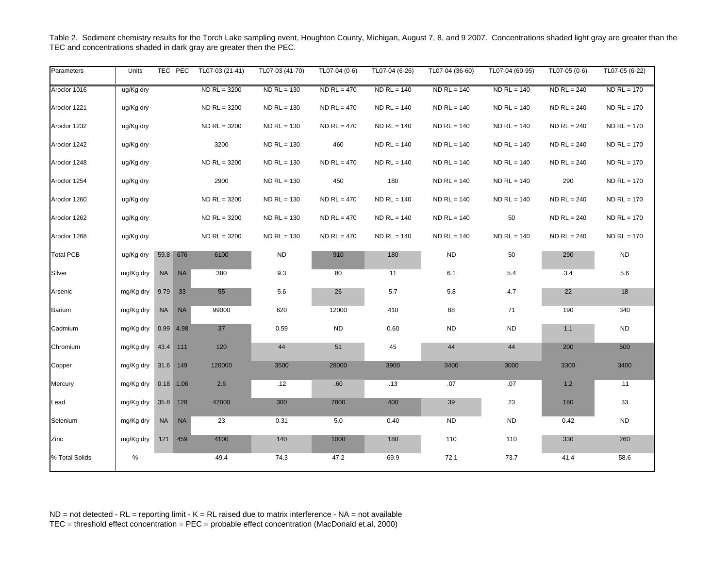Table 2. Sediment chemistry results for the Torch Lake sampling event, Houghton County, Michigan, August 7, 8, and 9 2007. Concentrations shaded light gray are greater than the TEC and concentrations shaded in dark gray are greater then the PEC.

| Parameters | Units | TEC | PEC | TL07-03 (21-41) | TL07-03 (41-70) | TL07-04 (0-6) | TL07-04 (6-26) | TL07-04 (36-60) | TL07-04 (60-95) | TL07-05 (0-6) | TL07-05 (6-22) |
|---|---|---|---|---|---|---|---|---|---|---|---|
| Aroclor 1016 | ug/Kg dry | | | ND RL = 3200 | ND RL = 130 | ND RL = 470 | ND RL = 140 | ND RL = 140 | ND RL = 140 | ND RL = 240 | ND RL = 170 |
| Aroclor 1221 | ug/Kg dry | | | ND RL = 3200 | ND RL = 130 | ND RL = 470 | ND RL = 140 | ND RL = 140 | ND RL = 140 | ND RL = 240 | ND RL = 170 |
| Aroclor 1232 | ug/Kg dry | | | ND RL = 3200 | ND RL = 130 | ND RL = 470 | ND RL = 140 | ND RL = 140 | ND RL = 140 | ND RL = 240 | ND RL = 170 |
| Aroclor 1242 | ug/Kg dry | | | 3200 | ND RL = 130 | 460 | ND RL = 140 | ND RL = 140 | ND RL = 140 | ND RL = 240 | ND RL = 170 |
| Aroclor 1248 | ug/Kg dry | | | ND RL = 3200 | ND RL = 130 | ND RL = 470 | ND RL = 140 | ND RL = 140 | ND RL = 140 | ND RL = 240 | ND RL = 170 |
| Aroclor 1254 | ug/Kg dry | | | 2900 | ND RL = 130 | 450 | 180 | ND RL = 140 | ND RL = 140 | 290 | ND RL = 170 |
| Aroclor 1260 | ug/Kg dry | | | ND RL = 3200 | ND RL = 130 | ND RL = 470 | ND RL = 140 | ND RL = 140 | ND RL = 140 | ND RL = 240 | ND RL = 170 |
| Aroclor 1262 | ug/Kg dry | | | ND RL = 3200 | ND RL = 130 | ND RL = 470 | ND RL = 140 | ND RL = 140 | 50 | ND RL = 240 | ND RL = 170 |
| Aroclor 1268 | ug/Kg dry | | | ND RL = 3200 | ND RL = 130 | ND RL = 470 | ND RL = 140 | ND RL = 140 | ND RL = 140 | ND RL = 240 | ND RL = 170 |
| Total PCB | ug/Kg dry | 59.8 | 676 | 6100 | ND | 910 | 180 | ND | 50 | 290 | ND |
| Silver | mg/Kg dry | NA | NA | 380 | 9.3 | 80 | 11 | 6.1 | 5.4 | 3.4 | 5.6 |
| Arsenic | mg/Kg dry | 9.79 | 33 | 55 | 5.6 | 26 | 5.7 | 5.8 | 4.7 | 22 | 18 |
| Barium | mg/Kg dry | NA | NA | 99000 | 620 | 12000 | 410 | 88 | 71 | 190 | 340 |
| Cadmium | mg/Kg dry | 0.99 | 4.98 | 37 | 0.59 | ND | 0.60 | ND | ND | 1.1 | ND |
| Chromium | mg/Kg dry | 43.4 | 111 | 120 | 44 | 51 | 45 | 44 | 44 | 200 | 500 |
| Copper | mg/Kg dry | 31.6 | 149 | 120000 | 3500 | 28000 | 3900 | 3400 | 3000 | 3300 | 3400 |
| Mercury | mg/Kg dry | 0.18 | 1.06 | 2.6 | .12 | .60 | .13 | .07 | .07 | 1.2 | .11 |
| Lead | mg/Kg dry | 35.8 | 128 | 42000 | 300 | 7800 | 400 | 39 | 23 | 180 | 33 |
| Selenium | mg/Kg dry | NA | NA | 23 | 0.31 | 5.0 | 0.40 | ND | ND | 0.42 | ND |
| Zinc | mg/Kg dry | 121 | 459 | 4100 | 140 | 1000 | 180 | 110 | 110 | 330 | 260 |
| % Total Solids | % | | | 49.4 | 74.3 | 47.2 | 69.9 | 72.1 | 73.7 | 41.4 | 58.6 |

ND = not detected - RL = reporting limit - K = RL raised due to matrix interference - NA = not available
TEC = threshold effect concentration = PEC = probable effect concentration (MacDonald et.al, 2000)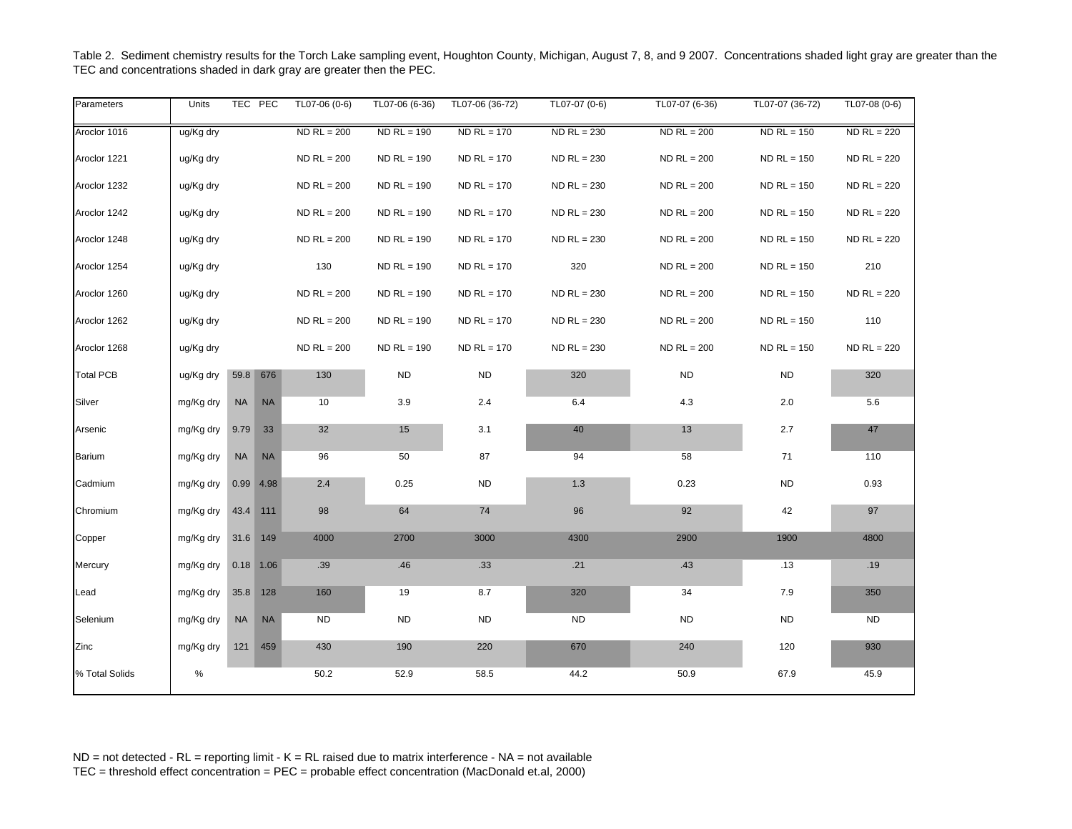Table 2. Sediment chemistry results for the Torch Lake sampling event, Houghton County, Michigan, August 7, 8, and 9 2007. Concentrations shaded light gray are greater than the TEC and concentrations shaded in dark gray are greater then the PEC.

| Parameters | Units | TEC | PEC | TL07-06 (0-6) | TL07-06 (6-36) | TL07-06 (36-72) | TL07-07 (0-6) | TL07-07 (6-36) | TL07-07 (36-72) | TL07-08 (0-6) |
|---|---|---|---|---|---|---|---|---|---|---|
| Aroclor 1016 | ug/Kg dry | | | ND RL = 200 | ND RL = 190 | ND RL = 170 | ND RL = 230 | ND RL = 200 | ND RL = 150 | ND RL = 220 |
| Aroclor 1221 | ug/Kg dry | | | ND RL = 200 | ND RL = 190 | ND RL = 170 | ND RL = 230 | ND RL = 200 | ND RL = 150 | ND RL = 220 |
| Aroclor 1232 | ug/Kg dry | | | ND RL = 200 | ND RL = 190 | ND RL = 170 | ND RL = 230 | ND RL = 200 | ND RL = 150 | ND RL = 220 |
| Aroclor 1242 | ug/Kg dry | | | ND RL = 200 | ND RL = 190 | ND RL = 170 | ND RL = 230 | ND RL = 200 | ND RL = 150 | ND RL = 220 |
| Aroclor 1248 | ug/Kg dry | | | ND RL = 200 | ND RL = 190 | ND RL = 170 | ND RL = 230 | ND RL = 200 | ND RL = 150 | ND RL = 220 |
| Aroclor 1254 | ug/Kg dry | | | 130 | ND RL = 190 | ND RL = 170 | 320 | ND RL = 200 | ND RL = 150 | 210 |
| Aroclor 1260 | ug/Kg dry | | | ND RL = 200 | ND RL = 190 | ND RL = 170 | ND RL = 230 | ND RL = 200 | ND RL = 150 | ND RL = 220 |
| Aroclor 1262 | ug/Kg dry | | | ND RL = 200 | ND RL = 190 | ND RL = 170 | ND RL = 230 | ND RL = 200 | ND RL = 150 | 110 |
| Aroclor 1268 | ug/Kg dry | | | ND RL = 200 | ND RL = 190 | ND RL = 170 | ND RL = 230 | ND RL = 200 | ND RL = 150 | ND RL = 220 |
| Total PCB | ug/Kg dry | 59.8 | 676 | 130 | ND | ND | 320 | ND | ND | 320 |
| Silver | mg/Kg dry | NA | NA | 10 | 3.9 | 2.4 | 6.4 | 4.3 | 2.0 | 5.6 |
| Arsenic | mg/Kg dry | 9.79 | 33 | 32 | 15 | 3.1 | 40 | 13 | 2.7 | 47 |
| Barium | mg/Kg dry | NA | NA | 96 | 50 | 87 | 94 | 58 | 71 | 110 |
| Cadmium | mg/Kg dry | 0.99 | 4.98 | 2.4 | 0.25 | ND | 1.3 | 0.23 | ND | 0.93 |
| Chromium | mg/Kg dry | 43.4 | 111 | 98 | 64 | 74 | 96 | 92 | 42 | 97 |
| Copper | mg/Kg dry | 31.6 | 149 | 4000 | 2700 | 3000 | 4300 | 2900 | 1900 | 4800 |
| Mercury | mg/Kg dry | 0.18 | 1.06 | .39 | .46 | .33 | .21 | .43 | .13 | .19 |
| Lead | mg/Kg dry | 35.8 | 128 | 160 | 19 | 8.7 | 320 | 34 | 7.9 | 350 |
| Selenium | mg/Kg dry | NA | NA | ND | ND | ND | ND | ND | ND | ND |
| Zinc | mg/Kg dry | 121 | 459 | 430 | 190 | 220 | 670 | 240 | 120 | 930 |
| % Total Solids | % | | | 50.2 | 52.9 | 58.5 | 44.2 | 50.9 | 67.9 | 45.9 |

ND = not detected - RL = reporting limit - K = RL raised due to matrix interference - NA = not available
TEC = threshold effect concentration = PEC = probable effect concentration (MacDonald et.al, 2000)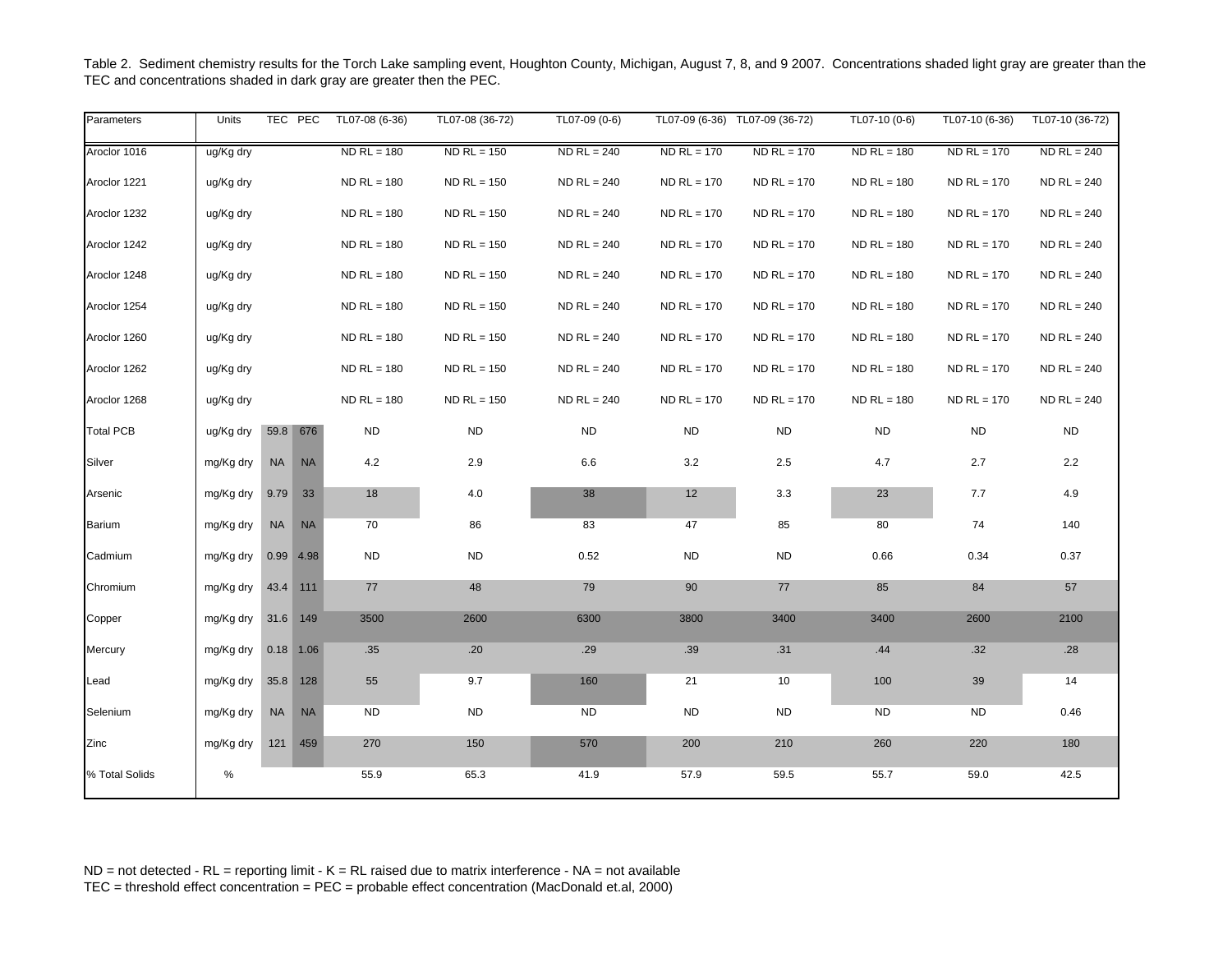Table 2. Sediment chemistry results for the Torch Lake sampling event, Houghton County, Michigan, August 7, 8, and 9 2007. Concentrations shaded light gray are greater than the TEC and concentrations shaded in dark gray are greater then the PEC.

| Parameters | Units | TEC | PEC | TL07-08 (6-36) | TL07-08 (36-72) | TL07-09 (0-6) | TL07-09 (6-36) | TL07-09 (36-72) | TL07-10 (0-6) | TL07-10 (6-36) | TL07-10 (36-72) |
|---|---|---|---|---|---|---|---|---|---|---|---|
| Aroclor 1016 | ug/Kg dry | | | ND RL = 180 | ND RL = 150 | ND RL = 240 | ND RL = 170 | ND RL = 170 | ND RL = 180 | ND RL = 170 | ND RL = 240 |
| Aroclor 1221 | ug/Kg dry | | | ND RL = 180 | ND RL = 150 | ND RL = 240 | ND RL = 170 | ND RL = 170 | ND RL = 180 | ND RL = 170 | ND RL = 240 |
| Aroclor 1232 | ug/Kg dry | | | ND RL = 180 | ND RL = 150 | ND RL = 240 | ND RL = 170 | ND RL = 170 | ND RL = 180 | ND RL = 170 | ND RL = 240 |
| Aroclor 1242 | ug/Kg dry | | | ND RL = 180 | ND RL = 150 | ND RL = 240 | ND RL = 170 | ND RL = 170 | ND RL = 180 | ND RL = 170 | ND RL = 240 |
| Aroclor 1248 | ug/Kg dry | | | ND RL = 180 | ND RL = 150 | ND RL = 240 | ND RL = 170 | ND RL = 170 | ND RL = 180 | ND RL = 170 | ND RL = 240 |
| Aroclor 1254 | ug/Kg dry | | | ND RL = 180 | ND RL = 150 | ND RL = 240 | ND RL = 170 | ND RL = 170 | ND RL = 180 | ND RL = 170 | ND RL = 240 |
| Aroclor 1260 | ug/Kg dry | | | ND RL = 180 | ND RL = 150 | ND RL = 240 | ND RL = 170 | ND RL = 170 | ND RL = 180 | ND RL = 170 | ND RL = 240 |
| Aroclor 1262 | ug/Kg dry | | | ND RL = 180 | ND RL = 150 | ND RL = 240 | ND RL = 170 | ND RL = 170 | ND RL = 180 | ND RL = 170 | ND RL = 240 |
| Aroclor 1268 | ug/Kg dry | | | ND RL = 180 | ND RL = 150 | ND RL = 240 | ND RL = 170 | ND RL = 170 | ND RL = 180 | ND RL = 170 | ND RL = 240 |
| Total PCB | ug/Kg dry | 59.8 | 676 | ND | ND | ND | ND | ND | ND | ND | ND |
| Silver | mg/Kg dry | NA | NA | 4.2 | 2.9 | 6.6 | 3.2 | 2.5 | 4.7 | 2.7 | 2.2 |
| Arsenic | mg/Kg dry | 9.79 | 33 | 18 | 4.0 | 38 | 12 | 3.3 | 23 | 7.7 | 4.9 |
| Barium | mg/Kg dry | NA | NA | 70 | 86 | 83 | 47 | 85 | 80 | 74 | 140 |
| Cadmium | mg/Kg dry | 0.99 | 4.98 | ND | ND | 0.52 | ND | ND | 0.66 | 0.34 | 0.37 |
| Chromium | mg/Kg dry | 43.4 | 111 | 77 | 48 | 79 | 90 | 77 | 85 | 84 | 57 |
| Copper | mg/Kg dry | 31.6 | 149 | 3500 | 2600 | 6300 | 3800 | 3400 | 3400 | 2600 | 2100 |
| Mercury | mg/Kg dry | 0.18 | 1.06 | .35 | .20 | .29 | .39 | .31 | .44 | .32 | .28 |
| Lead | mg/Kg dry | 35.8 | 128 | 55 | 9.7 | 160 | 21 | 10 | 100 | 39 | 14 |
| Selenium | mg/Kg dry | NA | NA | ND | ND | ND | ND | ND | ND | ND | 0.46 |
| Zinc | mg/Kg dry | 121 | 459 | 270 | 150 | 570 | 200 | 210 | 260 | 220 | 180 |
| % Total Solids | % | | | 55.9 | 65.3 | 41.9 | 57.9 | 59.5 | 55.7 | 59.0 | 42.5 |

ND = not detected - RL = reporting limit - K = RL raised due to matrix interference - NA = not available
TEC = threshold effect concentration = PEC = probable effect concentration (MacDonald et.al, 2000)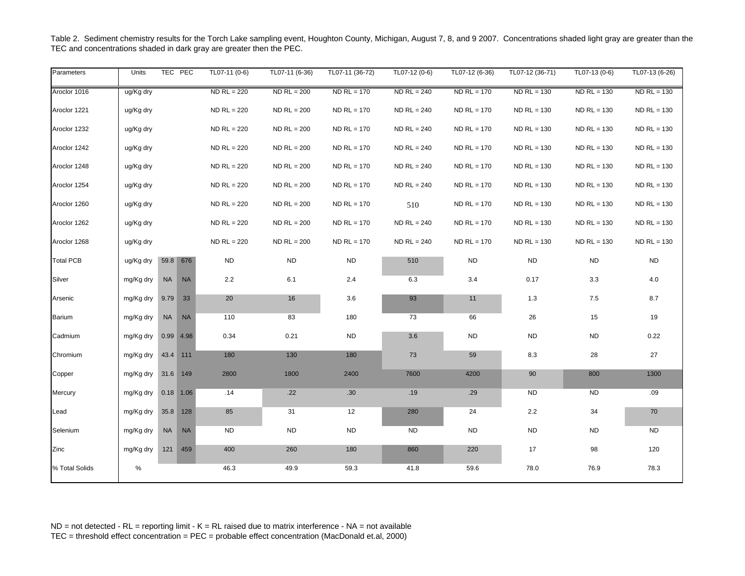Table 2. Sediment chemistry results for the Torch Lake sampling event, Houghton County, Michigan, August 7, 8, and 9 2007. Concentrations shaded light gray are greater than the TEC and concentrations shaded in dark gray are greater then the PEC.

| Parameters | Units | TEC | PEC | TL07-11 (0-6) | TL07-11 (6-36) | TL07-11 (36-72) | TL07-12 (0-6) | TL07-12 (6-36) | TL07-12 (36-71) | TL07-13 (0-6) | TL07-13 (6-26) |
|---|---|---|---|---|---|---|---|---|---|---|---|
| Aroclor 1016 | ug/Kg dry | | | ND RL = 220 | ND RL = 200 | ND RL = 170 | ND RL = 240 | ND RL = 170 | ND RL = 130 | ND RL = 130 | ND RL = 130 |
| Aroclor 1221 | ug/Kg dry | | | ND RL = 220 | ND RL = 200 | ND RL = 170 | ND RL = 240 | ND RL = 170 | ND RL = 130 | ND RL = 130 | ND RL = 130 |
| Aroclor 1232 | ug/Kg dry | | | ND RL = 220 | ND RL = 200 | ND RL = 170 | ND RL = 240 | ND RL = 170 | ND RL = 130 | ND RL = 130 | ND RL = 130 |
| Aroclor 1242 | ug/Kg dry | | | ND RL = 220 | ND RL = 200 | ND RL = 170 | ND RL = 240 | ND RL = 170 | ND RL = 130 | ND RL = 130 | ND RL = 130 |
| Aroclor 1248 | ug/Kg dry | | | ND RL = 220 | ND RL = 200 | ND RL = 170 | ND RL = 240 | ND RL = 170 | ND RL = 130 | ND RL = 130 | ND RL = 130 |
| Aroclor 1254 | ug/Kg dry | | | ND RL = 220 | ND RL = 200 | ND RL = 170 | ND RL = 240 | ND RL = 170 | ND RL = 130 | ND RL = 130 | ND RL = 130 |
| Aroclor 1260 | ug/Kg dry | | | ND RL = 220 | ND RL = 200 | ND RL = 170 | 510 | ND RL = 170 | ND RL = 130 | ND RL = 130 | ND RL = 130 |
| Aroclor 1262 | ug/Kg dry | | | ND RL = 220 | ND RL = 200 | ND RL = 170 | ND RL = 240 | ND RL = 170 | ND RL = 130 | ND RL = 130 | ND RL = 130 |
| Aroclor 1268 | ug/Kg dry | | | ND RL = 220 | ND RL = 200 | ND RL = 170 | ND RL = 240 | ND RL = 170 | ND RL = 130 | ND RL = 130 | ND RL = 130 |
| Total PCB | ug/Kg dry | 59.8 | 676 | ND | ND | ND | 510 | ND | ND | ND | ND |
| Silver | mg/Kg dry | NA | NA | 2.2 | 6.1 | 2.4 | 6.3 | 3.4 | 0.17 | 3.3 | 4.0 |
| Arsenic | mg/Kg dry | 9.79 | 33 | 20 | 16 | 3.6 | 93 | 11 | 1.3 | 7.5 | 8.7 |
| Barium | mg/Kg dry | NA | NA | 110 | 83 | 180 | 73 | 66 | 26 | 15 | 19 |
| Cadmium | mg/Kg dry | 0.99 | 4.98 | 0.34 | 0.21 | ND | 3.6 | ND | ND | ND | 0.22 |
| Chromium | mg/Kg dry | 43.4 | 111 | 180 | 130 | 180 | 73 | 59 | 8.3 | 28 | 27 |
| Copper | mg/Kg dry | 31.6 | 149 | 2800 | 1800 | 2400 | 7600 | 4200 | 90 | 800 | 1300 |
| Mercury | mg/Kg dry | 0.18 | 1.06 | .14 | .22 | .30 | .19 | .29 | ND | ND | .09 |
| Lead | mg/Kg dry | 35.8 | 128 | 85 | 31 | 12 | 280 | 24 | 2.2 | 34 | 70 |
| Selenium | mg/Kg dry | NA | NA | ND | ND | ND | ND | ND | ND | ND | ND |
| Zinc | mg/Kg dry | 121 | 459 | 400 | 260 | 180 | 860 | 220 | 17 | 98 | 120 |
| % Total Solids | % | | | 46.3 | 49.9 | 59.3 | 41.8 | 59.6 | 78.0 | 76.9 | 78.3 |

ND = not detected - RL = reporting limit - K = RL raised due to matrix interference - NA = not available
TEC = threshold effect concentration = PEC = probable effect concentration (MacDonald et.al, 2000)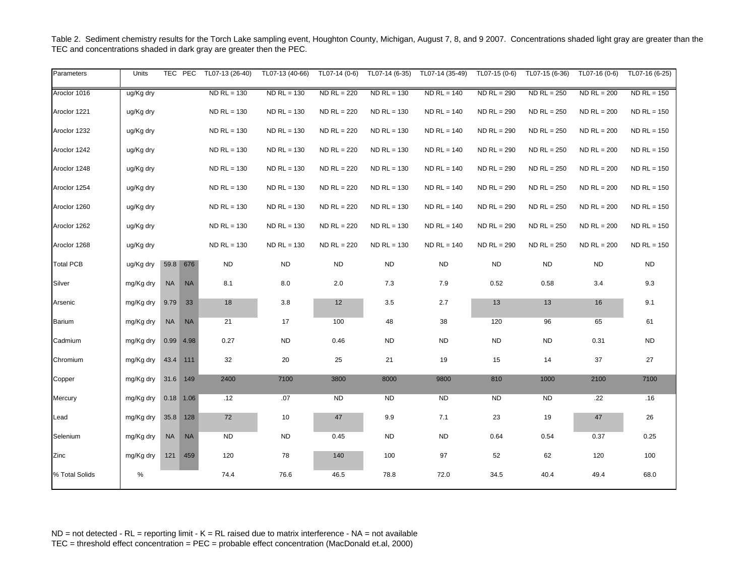Table 2. Sediment chemistry results for the Torch Lake sampling event, Houghton County, Michigan, August 7, 8, and 9 2007. Concentrations shaded light gray are greater than the TEC and concentrations shaded in dark gray are greater then the PEC.

| Parameters | Units | TEC | PEC | TL07-13 (26-40) | TL07-13 (40-66) | TL07-14 (0-6) | TL07-14 (6-35) | TL07-14 (35-49) | TL07-15 (0-6) | TL07-15 (6-36) | TL07-16 (0-6) | TL07-16 (6-25) |
|---|---|---|---|---|---|---|---|---|---|---|---|---|
| Aroclor 1016 | ug/Kg dry | | | ND RL = 130 | ND RL = 130 | ND RL = 220 | ND RL = 130 | ND RL = 140 | ND RL = 290 | ND RL = 250 | ND RL = 200 | ND RL = 150 |
| Aroclor 1221 | ug/Kg dry | | | ND RL = 130 | ND RL = 130 | ND RL = 220 | ND RL = 130 | ND RL = 140 | ND RL = 290 | ND RL = 250 | ND RL = 200 | ND RL = 150 |
| Aroclor 1232 | ug/Kg dry | | | ND RL = 130 | ND RL = 130 | ND RL = 220 | ND RL = 130 | ND RL = 140 | ND RL = 290 | ND RL = 250 | ND RL = 200 | ND RL = 150 |
| Aroclor 1242 | ug/Kg dry | | | ND RL = 130 | ND RL = 130 | ND RL = 220 | ND RL = 130 | ND RL = 140 | ND RL = 290 | ND RL = 250 | ND RL = 200 | ND RL = 150 |
| Aroclor 1248 | ug/Kg dry | | | ND RL = 130 | ND RL = 130 | ND RL = 220 | ND RL = 130 | ND RL = 140 | ND RL = 290 | ND RL = 250 | ND RL = 200 | ND RL = 150 |
| Aroclor 1254 | ug/Kg dry | | | ND RL = 130 | ND RL = 130 | ND RL = 220 | ND RL = 130 | ND RL = 140 | ND RL = 290 | ND RL = 250 | ND RL = 200 | ND RL = 150 |
| Aroclor 1260 | ug/Kg dry | | | ND RL = 130 | ND RL = 130 | ND RL = 220 | ND RL = 130 | ND RL = 140 | ND RL = 290 | ND RL = 250 | ND RL = 200 | ND RL = 150 |
| Aroclor 1262 | ug/Kg dry | | | ND RL = 130 | ND RL = 130 | ND RL = 220 | ND RL = 130 | ND RL = 140 | ND RL = 290 | ND RL = 250 | ND RL = 200 | ND RL = 150 |
| Aroclor 1268 | ug/Kg dry | | | ND RL = 130 | ND RL = 130 | ND RL = 220 | ND RL = 130 | ND RL = 140 | ND RL = 290 | ND RL = 250 | ND RL = 200 | ND RL = 150 |
| Total PCB | ug/Kg dry | 59.8 | 676 | ND | ND | ND | ND | ND | ND | ND | ND | ND |
| Silver | mg/Kg dry | NA | NA | 8.1 | 8.0 | 2.0 | 7.3 | 7.9 | 0.52 | 0.58 | 3.4 | 9.3 |
| Arsenic | mg/Kg dry | 9.79 | 33 | 18 | 3.8 | 12 | 3.5 | 2.7 | 13 | 13 | 16 | 9.1 |
| Barium | mg/Kg dry | NA | NA | 21 | 17 | 100 | 48 | 38 | 120 | 96 | 65 | 61 |
| Cadmium | mg/Kg dry | 0.99 | 4.98 | 0.27 | ND | 0.46 | ND | ND | ND | ND | 0.31 | ND |
| Chromium | mg/Kg dry | 43.4 | 111 | 32 | 20 | 25 | 21 | 19 | 15 | 14 | 37 | 27 |
| Copper | mg/Kg dry | 31.6 | 149 | 2400 | 7100 | 3800 | 8000 | 9800 | 810 | 1000 | 2100 | 7100 |
| Mercury | mg/Kg dry | 0.18 | 1.06 | .12 | .07 | ND | ND | ND | ND | ND | .22 | .16 |
| Lead | mg/Kg dry | 35.8 | 128 | 72 | 10 | 47 | 9.9 | 7.1 | 23 | 19 | 47 | 26 |
| Selenium | mg/Kg dry | NA | NA | ND | ND | 0.45 | ND | ND | 0.64 | 0.54 | 0.37 | 0.25 |
| Zinc | mg/Kg dry | 121 | 459 | 120 | 78 | 140 | 100 | 97 | 52 | 62 | 120 | 100 |
| % Total Solids | % | | | 74.4 | 76.6 | 46.5 | 78.8 | 72.0 | 34.5 | 40.4 | 49.4 | 68.0 |

ND = not detected - RL = reporting limit - K = RL raised due to matrix interference - NA = not available
TEC = threshold effect concentration = PEC = probable effect concentration (MacDonald et.al, 2000)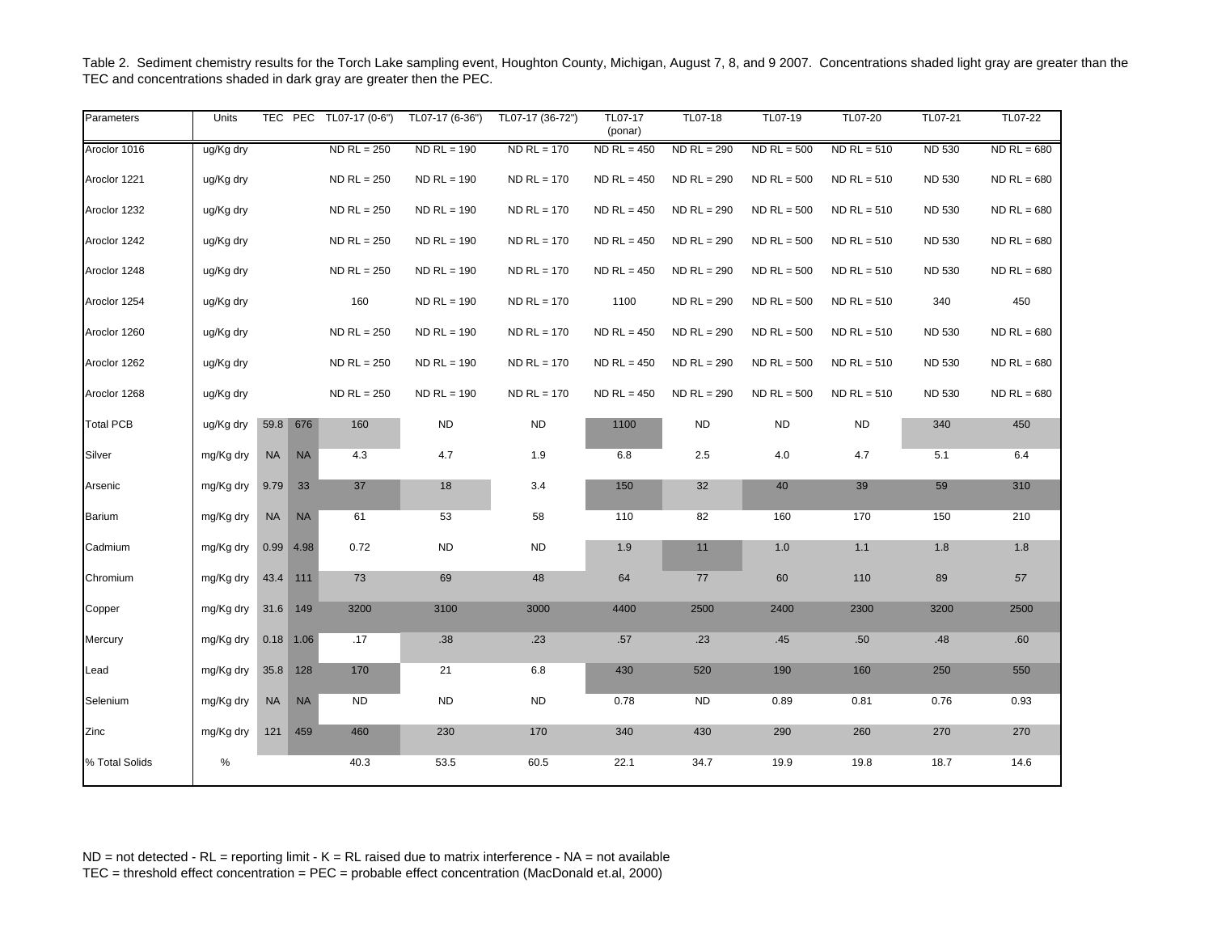Table 2. Sediment chemistry results for the Torch Lake sampling event, Houghton County, Michigan, August 7, 8, and 9 2007. Concentrations shaded light gray are greater than the TEC and concentrations shaded in dark gray are greater then the PEC.

| Parameters | Units | TEC | PEC | TL07-17 (0-6") | TL07-17 (6-36") | TL07-17 (36-72") | TL07-17 (ponar) | TL07-18 | TL07-19 | TL07-20 | TL07-21 | TL07-22 |
|---|---|---|---|---|---|---|---|---|---|---|---|---|
| Aroclor 1016 | ug/Kg dry | | | ND RL = 250 | ND RL = 190 | ND RL = 170 | ND RL = 450 | ND RL = 290 | ND RL = 500 | ND RL = 510 | ND 530 | ND RL = 680 |
| Aroclor 1221 | ug/Kg dry | | | ND RL = 250 | ND RL = 190 | ND RL = 170 | ND RL = 450 | ND RL = 290 | ND RL = 500 | ND RL = 510 | ND 530 | ND RL = 680 |
| Aroclor 1232 | ug/Kg dry | | | ND RL = 250 | ND RL = 190 | ND RL = 170 | ND RL = 450 | ND RL = 290 | ND RL = 500 | ND RL = 510 | ND 530 | ND RL = 680 |
| Aroclor 1242 | ug/Kg dry | | | ND RL = 250 | ND RL = 190 | ND RL = 170 | ND RL = 450 | ND RL = 290 | ND RL = 500 | ND RL = 510 | ND 530 | ND RL = 680 |
| Aroclor 1248 | ug/Kg dry | | | ND RL = 250 | ND RL = 190 | ND RL = 170 | ND RL = 450 | ND RL = 290 | ND RL = 500 | ND RL = 510 | ND 530 | ND RL = 680 |
| Aroclor 1254 | ug/Kg dry | | | 160 | ND RL = 190 | ND RL = 170 | 1100 | ND RL = 290 | ND RL = 500 | ND RL = 510 | 340 | 450 |
| Aroclor 1260 | ug/Kg dry | | | ND RL = 250 | ND RL = 190 | ND RL = 170 | ND RL = 450 | ND RL = 290 | ND RL = 500 | ND RL = 510 | ND 530 | ND RL = 680 |
| Aroclor 1262 | ug/Kg dry | | | ND RL = 250 | ND RL = 190 | ND RL = 170 | ND RL = 450 | ND RL = 290 | ND RL = 500 | ND RL = 510 | ND 530 | ND RL = 680 |
| Aroclor 1268 | ug/Kg dry | | | ND RL = 250 | ND RL = 190 | ND RL = 170 | ND RL = 450 | ND RL = 290 | ND RL = 500 | ND RL = 510 | ND 530 | ND RL = 680 |
| Total PCB | ug/Kg dry | 59.8 | 676 | 160 | ND | ND | 1100 | ND | ND | ND | 340 | 450 |
| Silver | mg/Kg dry | NA | NA | 4.3 | 4.7 | 1.9 | 6.8 | 2.5 | 4.0 | 4.7 | 5.1 | 6.4 |
| Arsenic | mg/Kg dry | 9.79 | 33 | 37 | 18 | 3.4 | 150 | 32 | 40 | 39 | 59 | 310 |
| Barium | mg/Kg dry | NA | NA | 61 | 53 | 58 | 110 | 82 | 160 | 170 | 150 | 210 |
| Cadmium | mg/Kg dry | 0.99 | 4.98 | 0.72 | ND | ND | 1.9 | 11 | 1.0 | 1.1 | 1.8 | 1.8 |
| Chromium | mg/Kg dry | 43.4 | 111 | 73 | 69 | 48 | 64 | 77 | 60 | 110 | 89 | 57 |
| Copper | mg/Kg dry | 31.6 | 149 | 3200 | 3100 | 3000 | 4400 | 2500 | 2400 | 2300 | 3200 | 2500 |
| Mercury | mg/Kg dry | 0.18 | 1.06 | .17 | .38 | .23 | .57 | .23 | .45 | .50 | .48 | .60 |
| Lead | mg/Kg dry | 35.8 | 128 | 170 | 21 | 6.8 | 430 | 520 | 190 | 160 | 250 | 550 |
| Selenium | mg/Kg dry | NA | NA | ND | ND | ND | 0.78 | ND | 0.89 | 0.81 | 0.76 | 0.93 |
| Zinc | mg/Kg dry | 121 | 459 | 460 | 230 | 170 | 340 | 430 | 290 | 260 | 270 | 270 |
| % Total Solids | % | | | 40.3 | 53.5 | 60.5 | 22.1 | 34.7 | 19.9 | 19.8 | 18.7 | 14.6 |

ND = not detected - RL = reporting limit - K = RL raised due to matrix interference - NA = not available
TEC = threshold effect concentration = PEC = probable effect concentration (MacDonald et.al, 2000)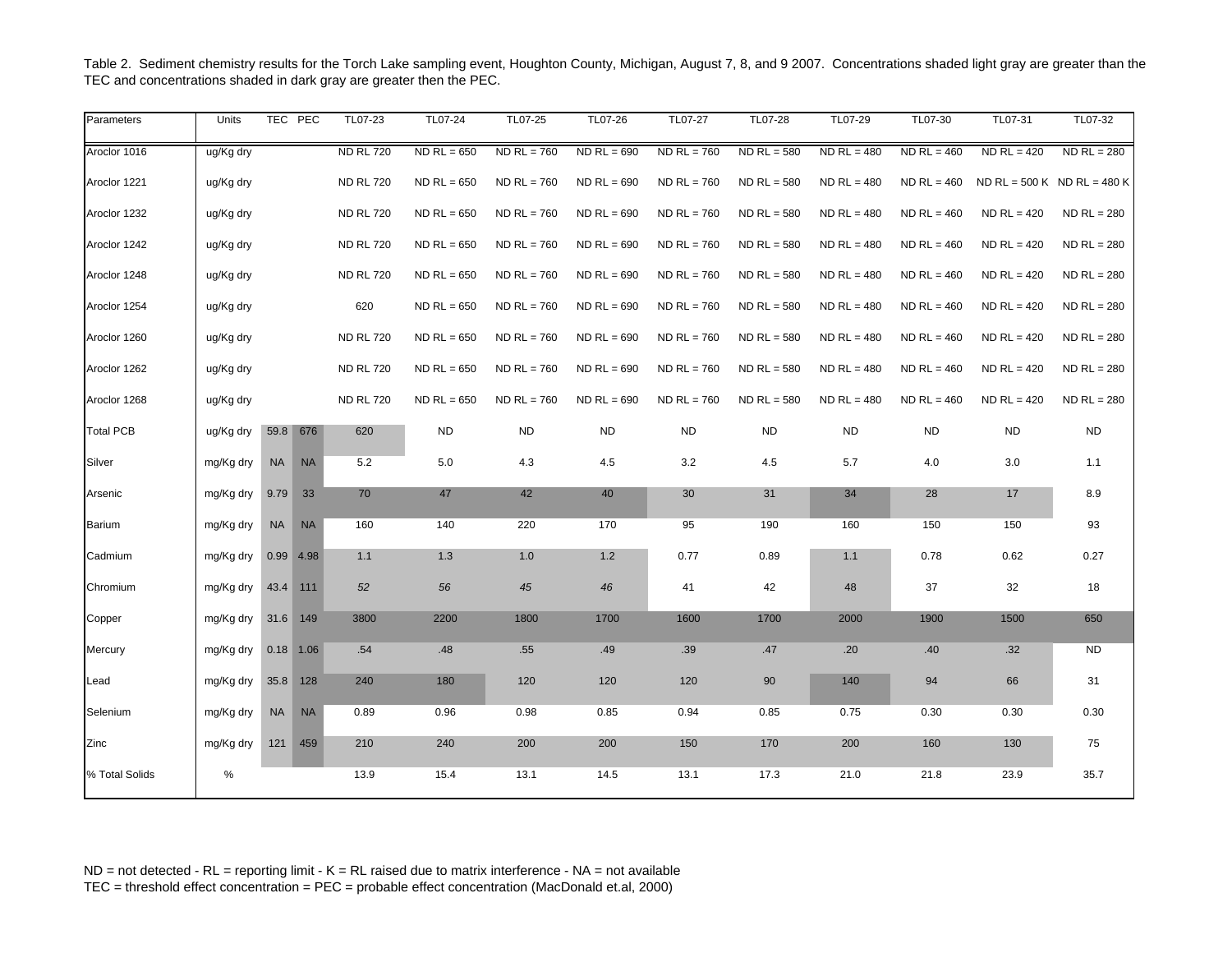Table 2. Sediment chemistry results for the Torch Lake sampling event, Houghton County, Michigan, August 7, 8, and 9 2007. Concentrations shaded light gray are greater than the TEC and concentrations shaded in dark gray are greater then the PEC.

| Parameters | Units | TEC | PEC | TL07-23 | TL07-24 | TL07-25 | TL07-26 | TL07-27 | TL07-28 | TL07-29 | TL07-30 | TL07-31 | TL07-32 |
|---|---|---|---|---|---|---|---|---|---|---|---|---|---|
| Aroclor 1016 | ug/Kg dry | | | ND RL 720 | ND RL = 650 | ND RL = 760 | ND RL = 690 | ND RL = 760 | ND RL = 580 | ND RL = 480 | ND RL = 460 | ND RL = 420 | ND RL = 280 |
| Aroclor 1221 | ug/Kg dry | | | ND RL 720 | ND RL = 650 | ND RL = 760 | ND RL = 690 | ND RL = 760 | ND RL = 580 | ND RL = 480 | ND RL = 460 | ND RL = 500 K | ND RL = 480 K |
| Aroclor 1232 | ug/Kg dry | | | ND RL 720 | ND RL = 650 | ND RL = 760 | ND RL = 690 | ND RL = 760 | ND RL = 580 | ND RL = 480 | ND RL = 460 | ND RL = 420 | ND RL = 280 |
| Aroclor 1242 | ug/Kg dry | | | ND RL 720 | ND RL = 650 | ND RL = 760 | ND RL = 690 | ND RL = 760 | ND RL = 580 | ND RL = 480 | ND RL = 460 | ND RL = 420 | ND RL = 280 |
| Aroclor 1248 | ug/Kg dry | | | ND RL 720 | ND RL = 650 | ND RL = 760 | ND RL = 690 | ND RL = 760 | ND RL = 580 | ND RL = 480 | ND RL = 460 | ND RL = 420 | ND RL = 280 |
| Aroclor 1254 | ug/Kg dry | | | 620 | ND RL = 650 | ND RL = 760 | ND RL = 690 | ND RL = 760 | ND RL = 580 | ND RL = 480 | ND RL = 460 | ND RL = 420 | ND RL = 280 |
| Aroclor 1260 | ug/Kg dry | | | ND RL 720 | ND RL = 650 | ND RL = 760 | ND RL = 690 | ND RL = 760 | ND RL = 580 | ND RL = 480 | ND RL = 460 | ND RL = 420 | ND RL = 280 |
| Aroclor 1262 | ug/Kg dry | | | ND RL 720 | ND RL = 650 | ND RL = 760 | ND RL = 690 | ND RL = 760 | ND RL = 580 | ND RL = 480 | ND RL = 460 | ND RL = 420 | ND RL = 280 |
| Aroclor 1268 | ug/Kg dry | | | ND RL 720 | ND RL = 650 | ND RL = 760 | ND RL = 690 | ND RL = 760 | ND RL = 580 | ND RL = 480 | ND RL = 460 | ND RL = 420 | ND RL = 280 |
| Total PCB | ug/Kg dry | 59.8 | 676 | 620 | ND | ND | ND | ND | ND | ND | ND | ND | ND |
| Silver | mg/Kg dry | NA | NA | 5.2 | 5.0 | 4.3 | 4.5 | 3.2 | 4.5 | 5.7 | 4.0 | 3.0 | 1.1 |
| Arsenic | mg/Kg dry | 9.79 | 33 | 70 | 47 | 42 | 40 | 30 | 31 | 34 | 28 | 17 | 8.9 |
| Barium | mg/Kg dry | NA | NA | 160 | 140 | 220 | 170 | 95 | 190 | 160 | 150 | 150 | 93 |
| Cadmium | mg/Kg dry | 0.99 | 4.98 | 1.1 | 1.3 | 1.0 | 1.2 | 0.77 | 0.89 | 1.1 | 0.78 | 0.62 | 0.27 |
| Chromium | mg/Kg dry | 43.4 | 111 | *52* | *56* | *45* | *46* | 41 | 42 | 48 | 37 | 32 | 18 |
| Copper | mg/Kg dry | 31.6 | 149 | 3800 | 2200 | 1800 | 1700 | 1600 | 1700 | 2000 | 1900 | 1500 | 650 |
| Mercury | mg/Kg dry | 0.18 | 1.06 | .54 | .48 | .55 | .49 | .39 | .47 | .20 | .40 | .32 | ND |
| Lead | mg/Kg dry | 35.8 | 128 | 240 | 180 | 120 | 120 | 120 | 90 | 140 | 94 | 66 | 31 |
| Selenium | mg/Kg dry | NA | NA | 0.89 | 0.96 | 0.98 | 0.85 | 0.94 | 0.85 | 0.75 | 0.30 | 0.30 | 0.30 |
| Zinc | mg/Kg dry | 121 | 459 | 210 | 240 | 200 | 200 | 150 | 170 | 200 | 160 | 130 | 75 |
| % Total Solids | % | | | 13.9 | 15.4 | 13.1 | 14.5 | 13.1 | 17.3 | 21.0 | 21.8 | 23.9 | 35.7 |

ND = not detected - RL = reporting limit - K = RL raised due to matrix interference - NA = not available
TEC = threshold effect concentration = PEC = probable effect concentration (MacDonald et.al, 2000)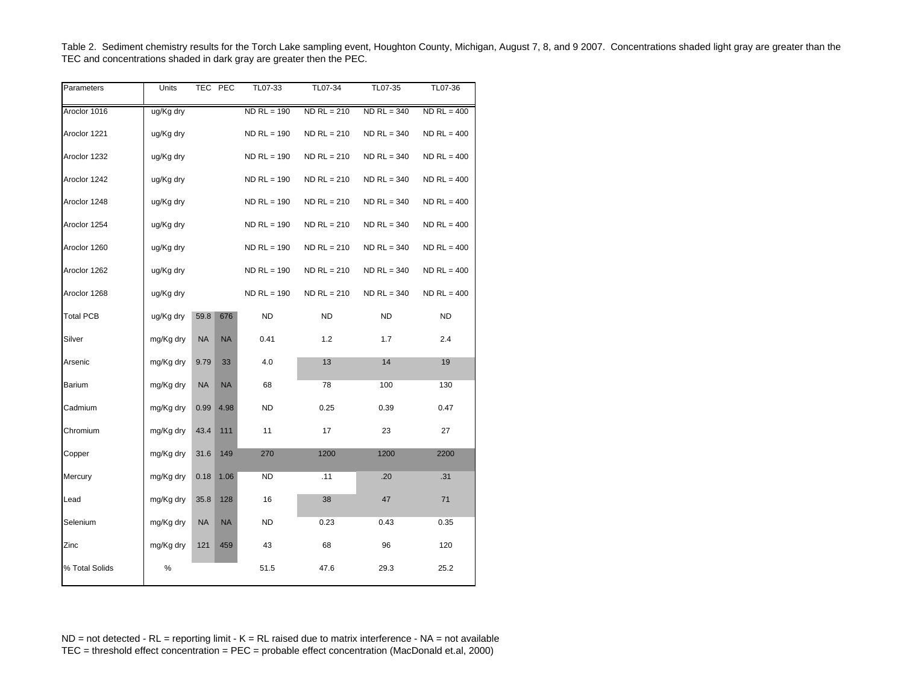Table 2. Sediment chemistry results for the Torch Lake sampling event, Houghton County, Michigan, August 7, 8, and 9 2007. Concentrations shaded light gray are greater than the TEC and concentrations shaded in dark gray are greater then the PEC.

| Parameters | Units | TEC | PEC | TL07-33 | TL07-34 | TL07-35 | TL07-36 |
|---|---|---|---|---|---|---|---|
| Aroclor 1016 | ug/Kg dry | | | ND RL = 190 | ND RL = 210 | ND RL = 340 | ND RL = 400 |
| Aroclor 1221 | ug/Kg dry | | | ND RL = 190 | ND RL = 210 | ND RL = 340 | ND RL = 400 |
| Aroclor 1232 | ug/Kg dry | | | ND RL = 190 | ND RL = 210 | ND RL = 340 | ND RL = 400 |
| Aroclor 1242 | ug/Kg dry | | | ND RL = 190 | ND RL = 210 | ND RL = 340 | ND RL = 400 |
| Aroclor 1248 | ug/Kg dry | | | ND RL = 190 | ND RL = 210 | ND RL = 340 | ND RL = 400 |
| Aroclor 1254 | ug/Kg dry | | | ND RL = 190 | ND RL = 210 | ND RL = 340 | ND RL = 400 |
| Aroclor 1260 | ug/Kg dry | | | ND RL = 190 | ND RL = 210 | ND RL = 340 | ND RL = 400 |
| Aroclor 1262 | ug/Kg dry | | | ND RL = 190 | ND RL = 210 | ND RL = 340 | ND RL = 400 |
| Aroclor 1268 | ug/Kg dry | | | ND RL = 190 | ND RL = 210 | ND RL = 340 | ND RL = 400 |
| Total PCB | ug/Kg dry | 59.8 | 676 | ND | ND | ND | ND |
| Silver | mg/Kg dry | NA | NA | 0.41 | 1.2 | 1.7 | 2.4 |
| Arsenic | mg/Kg dry | 9.79 | 33 | 4.0 | 13 | 14 | 19 |
| Barium | mg/Kg dry | NA | NA | 68 | 78 | 100 | 130 |
| Cadmium | mg/Kg dry | 0.99 | 4.98 | ND | 0.25 | 0.39 | 0.47 |
| Chromium | mg/Kg dry | 43.4 | 111 | 11 | 17 | 23 | 27 |
| Copper | mg/Kg dry | 31.6 | 149 | 270 | 1200 | 1200 | 2200 |
| Mercury | mg/Kg dry | 0.18 | 1.06 | ND | .11 | .20 | .31 |
| Lead | mg/Kg dry | 35.8 | 128 | 16 | 38 | 47 | 71 |
| Selenium | mg/Kg dry | NA | NA | ND | 0.23 | 0.43 | 0.35 |
| Zinc | mg/Kg dry | 121 | 459 | 43 | 68 | 96 | 120 |
| % Total Solids | % | | | 51.5 | 47.6 | 29.3 | 25.2 |

ND = not detected - RL = reporting limit - K = RL raised due to matrix interference - NA = not available
TEC = threshold effect concentration = PEC = probable effect concentration (MacDonald et.al, 2000)